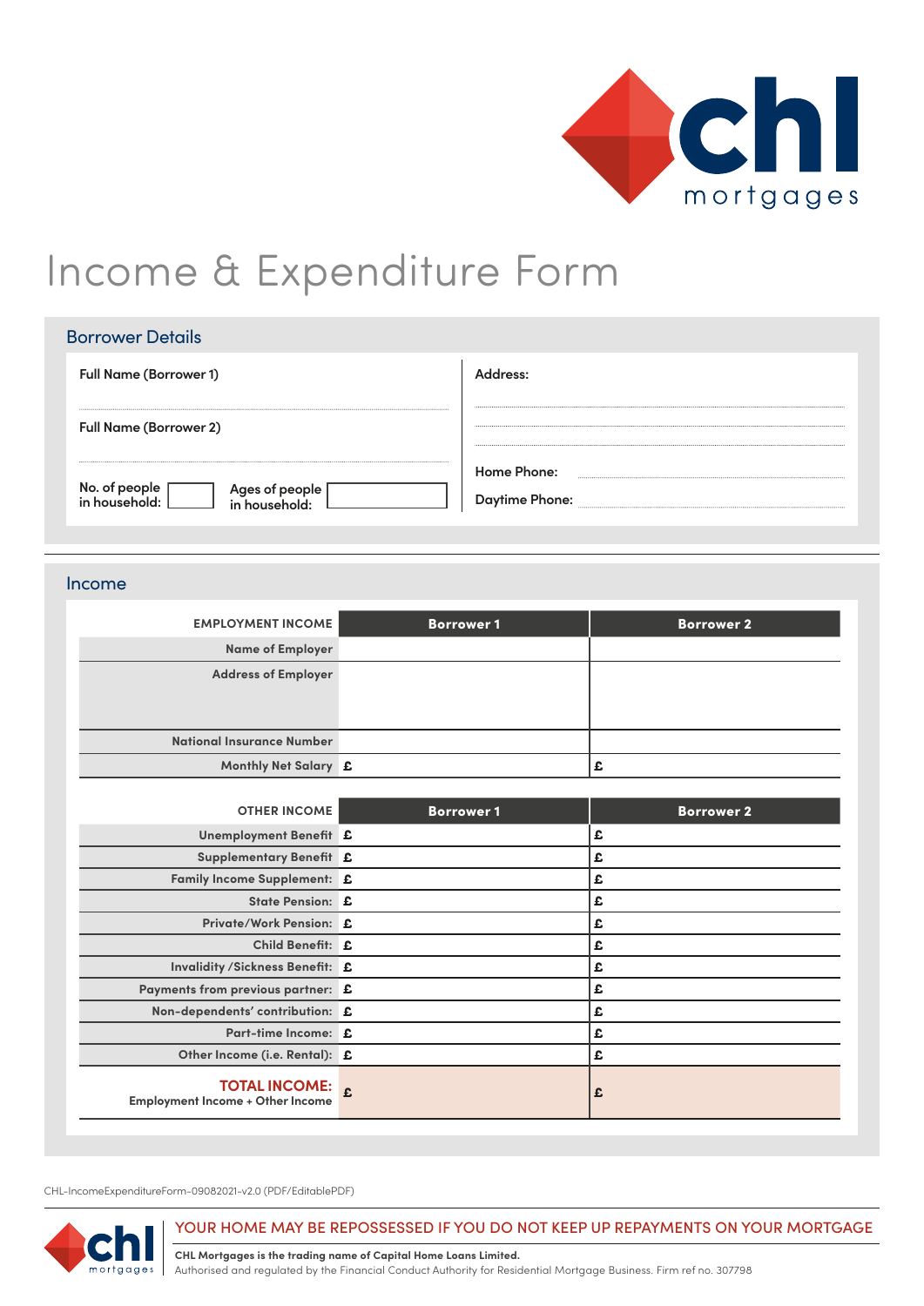# Income & Expenditure Form

## Borrower Details

| | |
|---|---|
| Full Name (Borrower 1) | Address: |
| Full Name (Borrower 2) | |
| No. of people in household: | Home Phone: |
| Ages of people in household: | Daytime Phone: |

## Income

| EMPLOYMENT INCOME | Borrower 1 | Borrower 2 |
|---|---|---|
| Name of Employer | | |
| Address of Employer | | |
| National Insurance Number | | |
| Monthly Net Salary | £ | £ |

| OTHER INCOME | Borrower 1 | Borrower 2 |
|---|---|---|
| Unemployment Benefit | £ | £ |
| Supplementary Benefit | £ | £ |
| Family Income Supplement: | £ | £ |
| State Pension: | £ | £ |
| Private/Work Pension: | £ | £ |
| Child Benefit: | £ | £ |
| Invalidity /Sickness Benefit: | £ | £ |
| Payments from previous partner: | £ | £ |
| Non-dependents' contribution: | £ | £ |
| Part-time Income: | £ | £ |
| Other Income (i.e. Rental): | £ | £ |
| **TOTAL INCOME:** Employment Income + Other Income | £ | £ |

CHL-IncomeExpenditureForm-09082021-v2.0 (PDF/EditablePDF)

YOUR HOME MAY BE REPOSSESSED IF YOU DO NOT KEEP UP REPAYMENTS ON YOUR MORTGAGE

**CHL Mortgages is the trading name of Capital Home Loans Limited.**
Authorised and regulated by the Financial Conduct Authority for Residential Mortgage Business. Firm ref no. 307798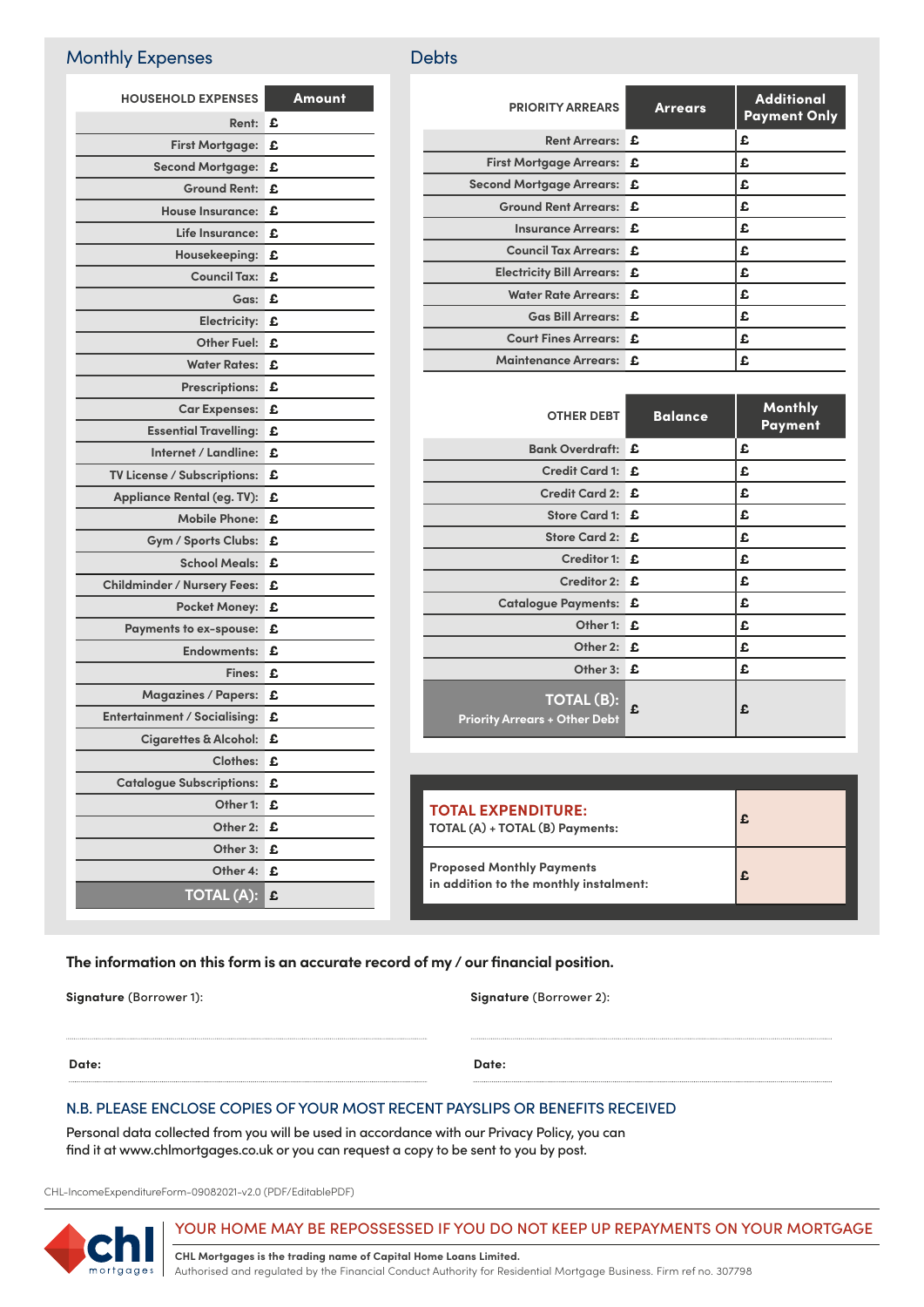## Monthly Expenses

| HOUSEHOLD EXPENSES | Amount |
|---|---|
| Rent: | £ |
| First Mortgage: | £ |
| Second Mortgage: | £ |
| Ground Rent: | £ |
| House Insurance: | £ |
| Life Insurance: | £ |
| Housekeeping: | £ |
| Council Tax: | £ |
| Gas: | £ |
| Electricity: | £ |
| Other Fuel: | £ |
| Water Rates: | £ |
| Prescriptions: | £ |
| Car Expenses: | £ |
| Essential Travelling: | £ |
| Internet / Landline: | £ |
| TV License / Subscriptions: | £ |
| Appliance Rental (eg. TV): | £ |
| Mobile Phone: | £ |
| Gym / Sports Clubs: | £ |
| School Meals: | £ |
| Childminder / Nursery Fees: | £ |
| Pocket Money: | £ |
| Payments to ex-spouse: | £ |
| Endowments: | £ |
| Fines: | £ |
| Magazines / Papers: | £ |
| Entertainment / Socialising: | £ |
| Cigarettes & Alcohol: | £ |
| Clothes: | £ |
| Catalogue Subscriptions: | £ |
| Other 1: | £ |
| Other 2: | £ |
| Other 3: | £ |
| Other 4: | £ |
| **TOTAL (A):** | £ |

## Debts

| PRIORITY ARREARS | Arrears | Additional Payment Only |
|---|---|---|
| Rent Arrears: | £ | £ |
| First Mortgage Arrears: | £ | £ |
| Second Mortgage Arrears: | £ | £ |
| Ground Rent Arrears: | £ | £ |
| Insurance Arrears: | £ | £ |
| Council Tax Arrears: | £ | £ |
| Electricity Bill Arrears: | £ | £ |
| Water Rate Arrears: | £ | £ |
| Gas Bill Arrears: | £ | £ |
| Court Fines Arrears: | £ | £ |
| Maintenance Arrears: | £ | £ |

| OTHER DEBT | Balance | Monthly Payment |
|---|---|---|
| Bank Overdraft: | £ | £ |
| Credit Card 1: | £ | £ |
| Credit Card 2: | £ | £ |
| Store Card 1: | £ | £ |
| Store Card 2: | £ | £ |
| Creditor 1: | £ | £ |
| Creditor 2: | £ | £ |
| Catalogue Payments: | £ | £ |
| Other 1: | £ | £ |
| Other 2: | £ | £ |
| Other 3: | £ | £ |
| **TOTAL (B):** Priority Arrears + Other Debt | £ | £ |

| | |
|---|---|
| **TOTAL EXPENDITURE:** TOTAL (A) + TOTAL (B) Payments: | £ |
| Proposed Monthly Payments in addition to the monthly instalment: | £ |

**The information on this form is an accurate record of my / our financial position.**

**Signature** (Borrower 1):

**Date:**

**Signature** (Borrower 2):

**Date:**

N.B. PLEASE ENCLOSE COPIES OF YOUR MOST RECENT PAYSLIPS OR BENEFITS RECEIVED

Personal data collected from you will be used in accordance with our Privacy Policy, you can find it at www.chlmortgages.co.uk or you can request a copy to be sent to you by post.

CHL-IncomeExpenditureForm-09082021-v2.0 (PDF/EditablePDF)

chl mortgages

YOUR HOME MAY BE REPOSSESSED IF YOU DO NOT KEEP UP REPAYMENTS ON YOUR MORTGAGE

**CHL Mortgages is the trading name of Capital Home Loans Limited.**
Authorised and regulated by the Financial Conduct Authority for Residential Mortgage Business. Firm ref no. 307798